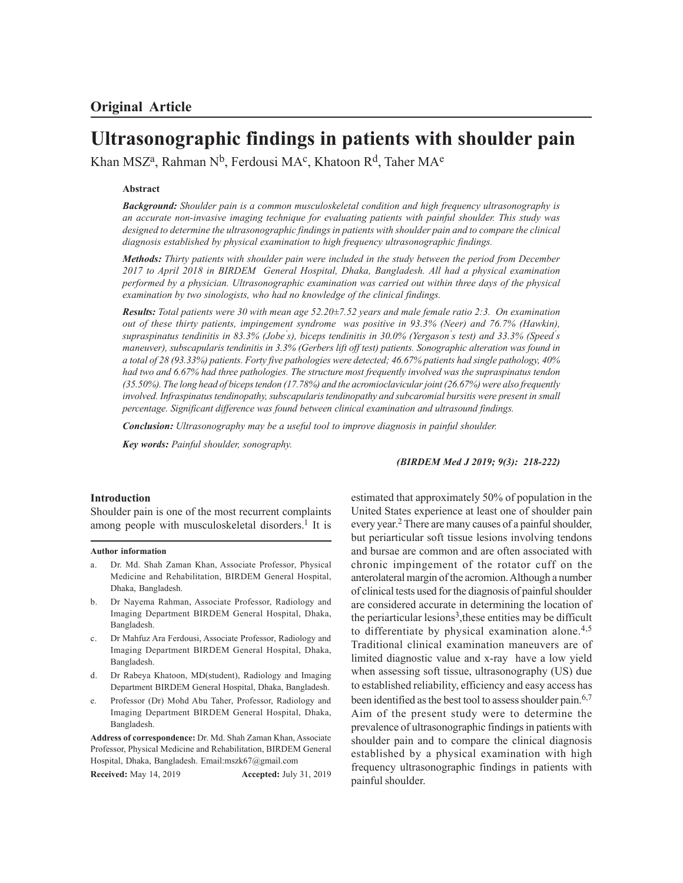## Original Article

# Ultrasonographic findings in patients with shoulder pain

Khan MSZ[a], Rahman N[b], Ferdousi MA[c], Khatoon R[d], Taher MA[e]

### Abstract

***Background:*** *Shoulder pain is a common musculoskeletal condition and high frequency ultrasonography is an accurate non-invasive imaging technique for evaluating patients with painful shoulder. This study was designed to determine the ultrasonographic findings in patients with shoulder pain and to compare the clinical diagnosis established by physical examination to high frequency ultrasonographic findings.*

***Methods:*** *Thirty patients with shoulder pain were included in the study between the period from December 2017 to April 2018 in BIRDEM General Hospital, Dhaka, Bangladesh. All had a physical examination performed by a physician. Ultrasonographic examination was carried out within three days of the physical examination by two sinologists, who had no knowledge of the clinical findings.*

***Results:*** *Total patients were 30 with mean age 52.20±7.52 years and male female ratio 2:3. On examination out of these thirty patients, impingement syndrome was positive in 93.3% (Neer) and 76.7% (Hawkin), supraspinatus tendinitis in 83.3% (Jobe's), biceps tendinitis in 30.0% (Yergason's test) and 33.3% (Speed's maneuver), subscapularis tendinitis in 3.3% (Gerbers lift off test) patients. Sonographic alteration was found in a total of 28 (93.33%) patients. Forty five pathologies were detected; 46.67% patients had single pathology, 40% had two and 6.67% had three pathologies. The structure most frequently involved was the supraspinatus tendon (35.50%). The long head of biceps tendon (17.78%) and the acromioclavicular joint (26.67%) were also frequently involved. Infraspinatus tendinopathy, subscapularis tendinopathy and subcaromial bursitis were present in small percentage. Significant difference was found between clinical examination and ultrasound findings.*

***Conclusion:*** *Ultrasonography may be a useful tool to improve diagnosis in painful shoulder.*

***Key words:*** *Painful shoulder, sonography.*

***(BIRDEM Med J 2019; 9(3): 218-222)***

### Introduction

Shoulder pain is one of the most recurrent complaints among people with musculoskeletal disorders.[1] It is estimated that approximately 50% of population in the United States experience at least one of shoulder pain every year.[2] There are many causes of a painful shoulder, but periarticular soft tissue lesions involving tendons and bursae are common and are often associated with chronic impingement of the rotator cuff on the anterolateral margin of the acromion. Although a number of clinical tests used for the diagnosis of painful shoulder are considered accurate in determining the location of the periarticular lesions[3], these entities may be difficult to differentiate by physical examination alone.[4,5] Traditional clinical examination maneuvers are of limited diagnostic value and x-ray have a low yield when assessing soft tissue, ultrasonography (US) due to established reliability, efficiency and easy access has been identified as the best tool to assess shoulder pain.[6,7] Aim of the present study were to determine the prevalence of ultrasonographic findings in patients with shoulder pain and to compare the clinical diagnosis established by a physical examination with high frequency ultrasonographic findings in patients with painful shoulder.

---

**Author information**

a. Dr. Md. Shah Zaman Khan, Associate Professor, Physical Medicine and Rehabilitation, BIRDEM General Hospital, Dhaka, Bangladesh.

b. Dr Nayema Rahman, Associate Professor, Radiology and Imaging Department BIRDEM General Hospital, Dhaka, Bangladesh.

c. Dr Mahfuz Ara Ferdousi, Associate Professor, Radiology and Imaging Department BIRDEM General Hospital, Dhaka, Bangladesh.

d. Dr Rabeya Khatoon, MD(student), Radiology and Imaging Department BIRDEM General Hospital, Dhaka, Bangladesh.

e. Professor (Dr) Mohd Abu Taher, Professor, Radiology and Imaging Department BIRDEM General Hospital, Dhaka, Bangladesh.

**Address of correspondence:** Dr. Md. Shah Zaman Khan, Associate Professor, Physical Medicine and Rehabilitation, BIRDEM General Hospital, Dhaka, Bangladesh. Email:mszk67@gmail.com

**Received:** May 14, 2019 **Accepted:** July 31, 2019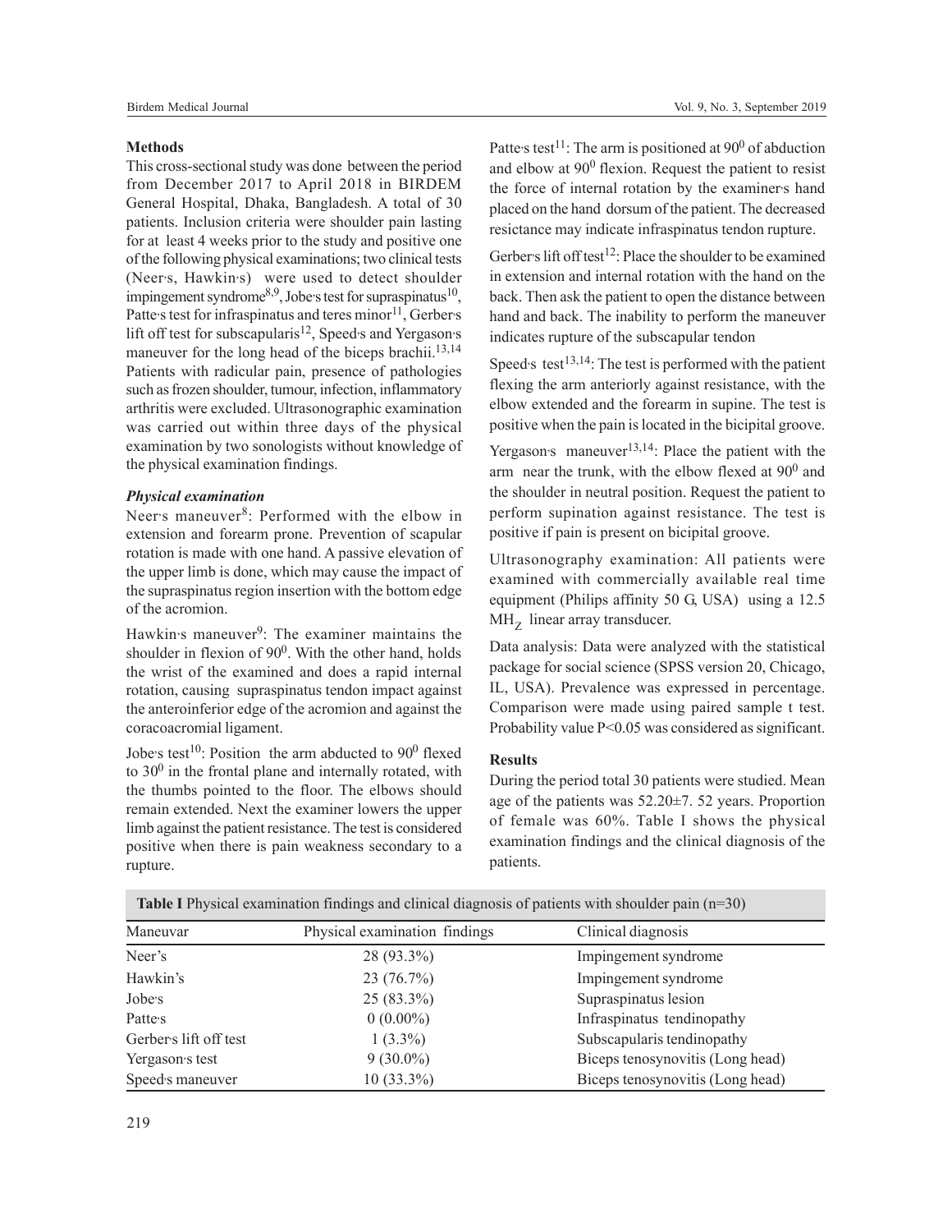### Methods

This cross-sectional study was done between the period from December 2017 to April 2018 in BIRDEM General Hospital, Dhaka, Bangladesh. A total of 30 patients. Inclusion criteria were shoulder pain lasting for at least 4 weeks prior to the study and positive one of the following physical examinations; two clinical tests (Neer's, Hawkin's) were used to detect shoulder impingement syndrome[8,9], Jobe's test for supraspinatus[10], Patte's test for infraspinatus and teres minor[11], Gerber's lift off test for subscapularis[12], Speed's and Yergason's maneuver for the long head of the biceps brachii.[13,14] Patients with radicular pain, presence of pathologies such as frozen shoulder, tumour, infection, inflammatory arthritis were excluded. Ultrasonographic examination was carried out within three days of the physical examination by two sonologists without knowledge of the physical examination findings.

#### *Physical examination*

Neer's maneuver[8]: Performed with the elbow in extension and forearm prone. Prevention of scapular rotation is made with one hand. A passive elevation of the upper limb is done, which may cause the impact of the supraspinatus region insertion with the bottom edge of the acromion.

Hawkin's maneuver[9]: The examiner maintains the shoulder in flexion of $90^0$. With the other hand, holds the wrist of the examined and does a rapid internal rotation, causing supraspinatus tendon impact against the anteroinferior edge of the acromion and against the coracoacromial ligament.

Jobe's test[10]: Position the arm abducted to $90^0$ flexed to $30^0$ in the frontal plane and internally rotated, with the thumbs pointed to the floor. The elbows should remain extended. Next the examiner lowers the upper limb against the patient resistance. The test is considered positive when there is pain weakness secondary to a rupture.

Patte's test[11]: The arm is positioned at $90^0$ of abduction and elbow at $90^0$ flexion. Request the patient to resist the force of internal rotation by the examiner's hand placed on the hand dorsum of the patient. The decreased resictance may indicate infraspinatus tendon rupture.

Gerber's lift off test[12]: Place the shoulder to be examined in extension and internal rotation with the hand on the back. Then ask the patient to open the distance between hand and back. The inability to perform the maneuver indicates rupture of the subscapular tendon

Speed's test[13,14]: The test is performed with the patient flexing the arm anteriorly against resistance, with the elbow extended and the forearm in supine. The test is positive when the pain is located in the bicipital groove.

Yergason's maneuver[13,14]: Place the patient with the arm near the trunk, with the elbow flexed at $90^0$ and the shoulder in neutral position. Request the patient to perform supination against resistance. The test is positive if pain is present on bicipital groove.

Ultrasonography examination: All patients were examined with commercially available real time equipment (Philips affinity 50 G, USA) using a 12.5 $MH_Z$ linear array transducer.

Data analysis: Data were analyzed with the statistical package for social science (SPSS version 20, Chicago, IL, USA). Prevalence was expressed in percentage. Comparison were made using paired sample t test. Probability value $P<0.05$ was considered as significant.

### Results

During the period total 30 patients were studied. Mean age of the patients was 52.20±7. 52 years. Proportion of female was 60%. Table I shows the physical examination findings and the clinical diagnosis of the patients.

**Table I** Physical examination findings and clinical diagnosis of patients with shoulder pain (n=30)

| Maneuvar | Physical examination findings | Clinical diagnosis |
|---|---|---|
| Neer's | 28 (93.3%) | Impingement syndrome |
| Hawkin's | 23 (76.7%) | Impingement syndrome |
| Jobe's | 25 (83.3%) | Supraspinatus lesion |
| Patte's | 0 (0.00%) | Infraspinatus tendinopathy |
| Gerber's lift off test | 1 (3.3%) | Subscapularis tendinopathy |
| Yergason's test | 9 (30.0%) | Biceps tenosynovitis (Long head) |
| Speed's maneuver | 10 (33.3%) | Biceps tenosynovitis (Long head) |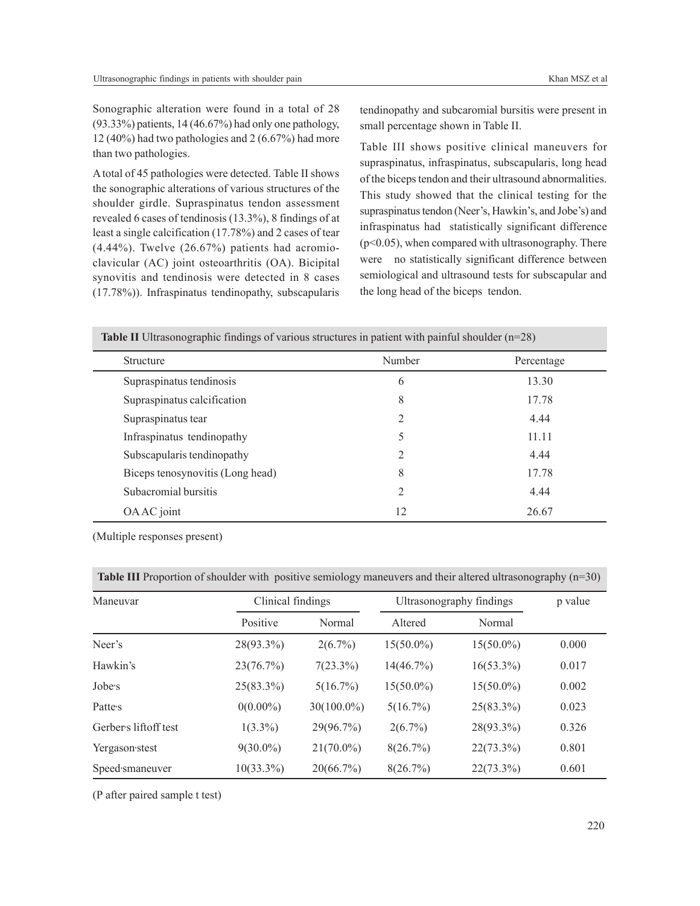Sonographic alteration were found in a total of 28 (93.33%) patients, 14 (46.67%) had only one pathology, 12 (40%) had two pathologies and 2 (6.67%) had more than two pathologies.

A total of 45 pathologies were detected. Table II shows the sonographic alterations of various structures of the shoulder girdle. Supraspinatus tendon assessment revealed 6 cases of tendinosis (13.3%), 8 findings of at least a single calcification (17.78%) and 2 cases of tear (4.44%). Twelve (26.67%) patients had acromioclavicular (AC) joint osteoarthritis (OA). Bicipital synovitis and tendinosis were detected in 8 cases (17.78%)). Infraspinatus tendinopathy, subscapularis tendinopathy and subcaromial bursitis were present in small percentage shown in Table II.

Table III shows positive clinical maneuvers for supraspinatus, infraspinatus, subscapularis, long head of the biceps tendon and their ultrasound abnormalities. This study showed that the clinical testing for the supraspinatus tendon (Neer's, Hawkin's, and Jobe's) and infraspinatus had statistically significant difference ($p<0.05$), when compared with ultrasonography. There were no statistically significant difference between semiological and ultrasound tests for subscapular and the long head of the biceps tendon.

**Table II** Ultrasonographic findings of various structures in patient with painful shoulder (n=28)

| Structure | Number | Percentage |
|---|---|---|
| Supraspinatus tendinosis | 6 | 13.30 |
| Supraspinatus calcification | 8 | 17.78 |
| Supraspinatus tear | 2 | 4.44 |
| Infraspinatus tendinopathy | 5 | 11.11 |
| Subscapularis tendinopathy | 2 | 4.44 |
| Biceps tenosynovitis (Long head) | 8 | 17.78 |
| Subacromial bursitis | 2 | 4.44 |
| OA AC joint | 12 | 26.67 |

(Multiple responses present)

**Table III** Proportion of shoulder with positive semiology maneuvers and their altered ultrasonography (n=30)

| Maneuvar | Clinical findings | | Ultrasonography findings | | p value |
|---|---|---|---|---|---|
| | Positive | Normal | Altered | Normal | |
| Neer's | 28(93.3%) | 2(6.7%) | 15(50.0%) | 15(50.0%) | 0.000 |
| Hawkin's | 23(76.7%) | 7(23.3%) | 14(46.7%) | 16(53.3%) | 0.017 |
| Jobe's | 25(83.3%) | 5(16.7%) | 15(50.0%) | 15(50.0%) | 0.002 |
| Patte's | 0(0.00%) | 30(100.0%) | 5(16.7%) | 25(83.3%) | 0.023 |
| Gerber's liftoff test | 1(3.3%) | 29(96.7%) | 2(6.7%) | 28(93.3%) | 0.326 |
| Yergason's test | 9(30.0%) | 21(70.0%) | 8(26.7%) | 22(73.3%) | 0.801 |
| Speed's maneuver | 10(33.3%) | 20(66.7%) | 8(26.7%) | 22(73.3%) | 0.601 |

(P after paired sample t test)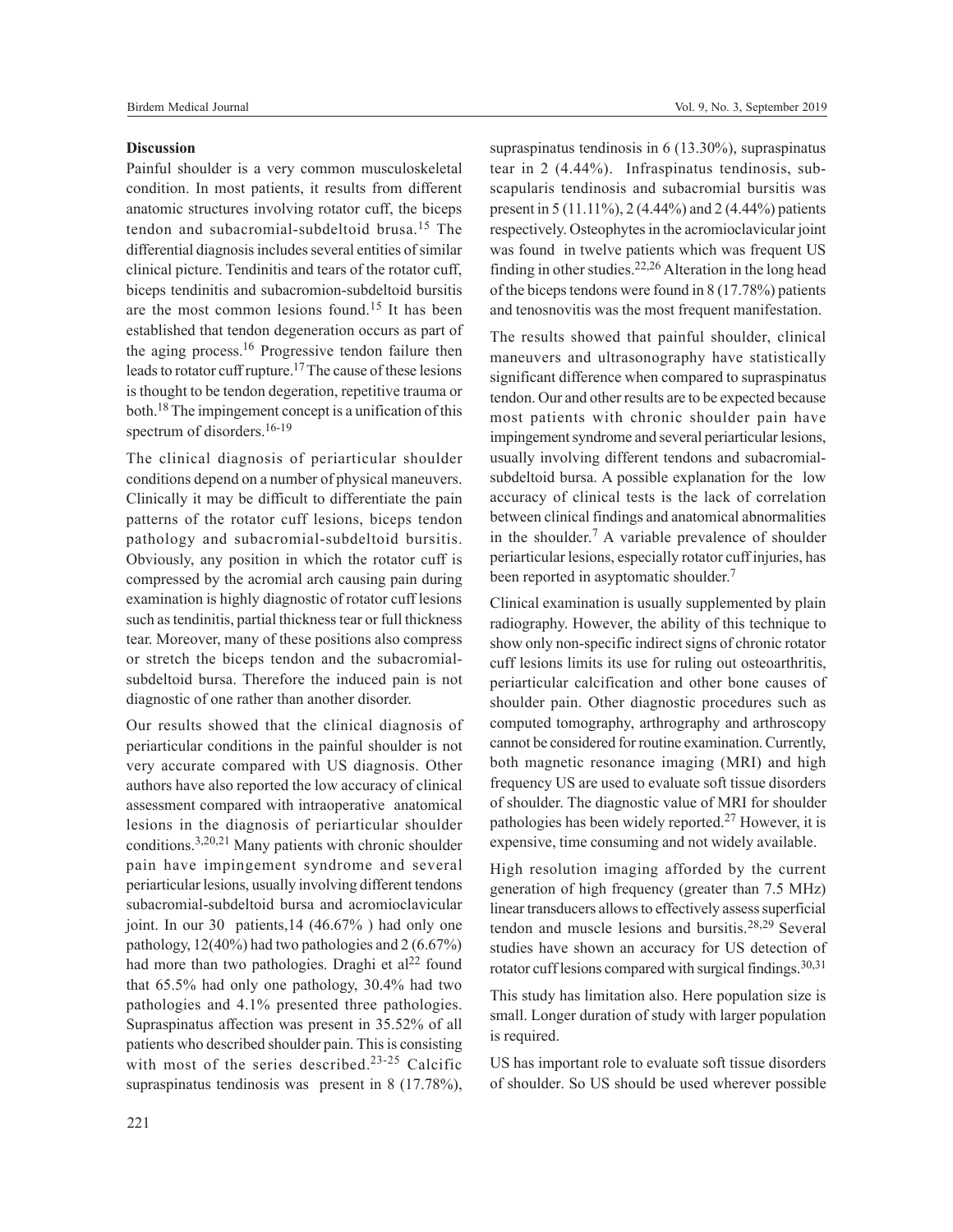## Discussion

Painful shoulder is a very common musculoskeletal condition. In most patients, it results from different anatomic structures involving rotator cuff, the biceps tendon and subacromial-subdeltoid brusa.[15] The differential diagnosis includes several entities of similar clinical picture. Tendinitis and tears of the rotator cuff, biceps tendinitis and subacromion-subdeltoid bursitis are the most common lesions found.[15] It has been established that tendon degeneration occurs as part of the aging process.[16] Progressive tendon failure then leads to rotator cuff rupture.[17] The cause of these lesions is thought to be tendon degeration, repetitive trauma or both.[18] The impingement concept is a unification of this spectrum of disorders.[16-19]

The clinical diagnosis of periarticular shoulder conditions depend on a number of physical maneuvers. Clinically it may be difficult to differentiate the pain patterns of the rotator cuff lesions, biceps tendon pathology and subacromial-subdeltoid bursitis. Obviously, any position in which the rotator cuff is compressed by the acromial arch causing pain during examination is highly diagnostic of rotator cuff lesions such as tendinitis, partial thickness tear or full thickness tear. Moreover, many of these positions also compress or stretch the biceps tendon and the subacromial-subdeltoid bursa. Therefore the induced pain is not diagnostic of one rather than another disorder.

Our results showed that the clinical diagnosis of periarticular conditions in the painful shoulder is not very accurate compared with US diagnosis. Other authors have also reported the low accuracy of clinical assessment compared with intraoperative anatomical lesions in the diagnosis of periarticular shoulder conditions.[3,20,21] Many patients with chronic shoulder pain have impingement syndrome and several periarticular lesions, usually involving different tendons subacromial-subdeltoid bursa and acromioclavicular joint. In our 30 patients,14 (46.67% ) had only one pathology, 12(40%) had two pathologies and 2 (6.67%) had more than two pathologies. Draghi et al[22] found that 65.5% had only one pathology, 30.4% had two pathologies and 4.1% presented three pathologies. Supraspinatus affection was present in 35.52% of all patients who described shoulder pain. This is consisting with most of the series described.[23-25] Calcific supraspinatus tendinosis was present in 8 (17.78%), supraspinatus tendinosis in 6 (13.30%), supraspinatus tear in 2 (4.44%). Infraspinatus tendinosis, sub-scapularis tendinosis and subacromial bursitis was present in 5 (11.11%), 2 (4.44%) and 2 (4.44%) patients respectively. Osteophytes in the acromioclavicular joint was found in twelve patients which was frequent US finding in other studies.[22,26] Alteration in the long head of the biceps tendons were found in 8 (17.78%) patients and tenosnovitis was the most frequent manifestation.

The results showed that painful shoulder, clinical maneuvers and ultrasonography have statistically significant difference when compared to supraspinatus tendon. Our and other results are to be expected because most patients with chronic shoulder pain have impingement syndrome and several periarticular lesions, usually involving different tendons and subacromial-subdeltoid bursa. A possible explanation for the low accuracy of clinical tests is the lack of correlation between clinical findings and anatomical abnormalities in the shoulder.[7] A variable prevalence of shoulder periarticular lesions, especially rotator cuff injuries, has been reported in asyptomatic shoulder.[7]

Clinical examination is usually supplemented by plain radiography. However, the ability of this technique to show only non-specific indirect signs of chronic rotator cuff lesions limits its use for ruling out osteoarthritis, periarticular calcification and other bone causes of shoulder pain. Other diagnostic procedures such as computed tomography, arthrography and arthroscopy cannot be considered for routine examination. Currently, both magnetic resonance imaging (MRI) and high frequency US are used to evaluate soft tissue disorders of shoulder. The diagnostic value of MRI for shoulder pathologies has been widely reported.[27] However, it is expensive, time consuming and not widely available.

High resolution imaging afforded by the current generation of high frequency (greater than 7.5 MHz) linear transducers allows to effectively assess superficial tendon and muscle lesions and bursitis.[28,29] Several studies have shown an accuracy for US detection of rotator cuff lesions compared with surgical findings.[30,31]

This study has limitation also. Here population size is small. Longer duration of study with larger population is required.

US has important role to evaluate soft tissue disorders of shoulder. So US should be used wherever possible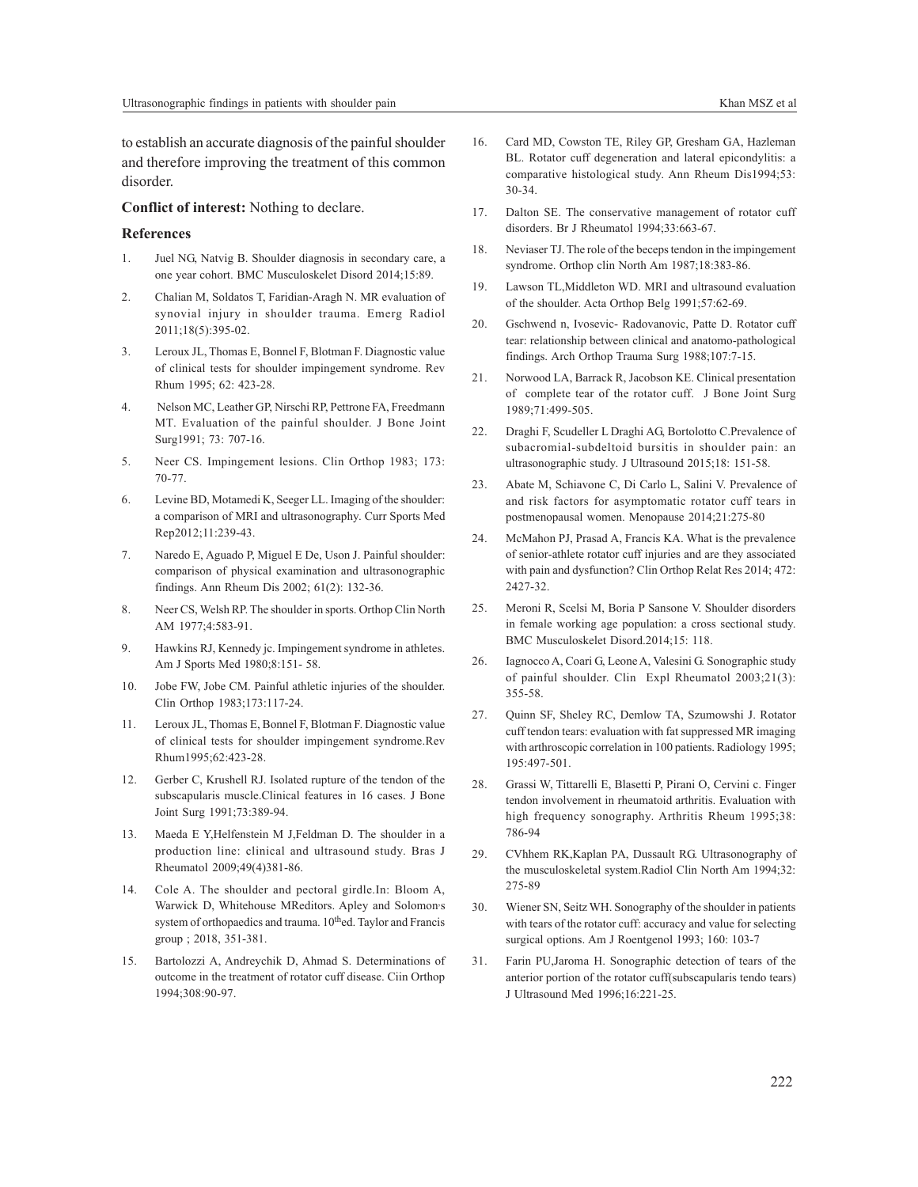to establish an accurate diagnosis of the painful shoulder and therefore improving the treatment of this common disorder.

**Conflict of interest:** Nothing to declare.

### References

1. Juel NG, Natvig B. Shoulder diagnosis in secondary care, a one year cohort. BMC Musculoskelet Disord 2014;15:89.
2. Chalian M, Soldatos T, Faridian-Aragh N. MR evaluation of synovial injury in shoulder trauma. Emerg Radiol 2011;18(5):395-02.
3. Leroux JL, Thomas E, Bonnel F, Blotman F. Diagnostic value of clinical tests for shoulder impingement syndrome. Rev Rhum 1995; 62: 423-28.
4. Nelson MC, Leather GP, Nirschi RP, Pettrone FA, Freedmann MT. Evaluation of the painful shoulder. J Bone Joint Surg1991; 73: 707-16.
5. Neer CS. Impingement lesions. Clin Orthop 1983; 173: 70-77.
6. Levine BD, Motamedi K, Seeger LL. Imaging of the shoulder: a comparison of MRI and ultrasonography. Curr Sports Med Rep2012;11:239-43.
7. Naredo E, Aguado P, Miguel E De, Uson J. Painful shoulder: comparison of physical examination and ultrasonographic findings. Ann Rheum Dis 2002; 61(2): 132-36.
8. Neer CS, Welsh RP. The shoulder in sports. Orthop Clin North AM 1977;4:583-91.
9. Hawkins RJ, Kennedy jc. Impingement syndrome in athletes. Am J Sports Med 1980;8:151- 58.
10. Jobe FW, Jobe CM. Painful athletic injuries of the shoulder. Clin Orthop 1983;173:117-24.
11. Leroux JL, Thomas E, Bonnel F, Blotman F. Diagnostic value of clinical tests for shoulder impingement syndrome.Rev Rhum1995;62:423-28.
12. Gerber C, Krushell RJ. Isolated rupture of the tendon of the subscapularis muscle.Clinical features in 16 cases. J Bone Joint Surg 1991;73:389-94.
13. Maeda E Y,Helfenstein M J,Feldman D. The shoulder in a production line: clinical and ultrasound study. Bras J Rheumatol 2009;49(4)381-86.
14. Cole A. The shoulder and pectoral girdle.In: Bloom A, Warwick D, Whitehouse MReditors. Apley and Solomon's system of orthopaedics and trauma. 10thed. Taylor and Francis group ; 2018, 351-381.
15. Bartolozzi A, Andreychik D, Ahmad S. Determinations of outcome in the treatment of rotator cuff disease. Ciin Orthop 1994;308:90-97.
16. Card MD, Cowston TE, Riley GP, Gresham GA, Hazleman BL. Rotator cuff degeneration and lateral epicondylitis: a comparative histological study. Ann Rheum Dis1994;53: 30-34.
17. Dalton SE. The conservative management of rotator cuff disorders. Br J Rheumatol 1994;33:663-67.
18. Neviaser TJ. The role of the beceps tendon in the impingement syndrome. Orthop clin North Am 1987;18:383-86.
19. Lawson TL,Middleton WD. MRI and ultrasound evaluation of the shoulder. Acta Orthop Belg 1991;57:62-69.
20. Gschwend n, Ivosevic- Radovanovic, Patte D. Rotator cuff tear: relationship between clinical and anatomo-pathological findings. Arch Orthop Trauma Surg 1988;107:7-15.
21. Norwood LA, Barrack R, Jacobson KE. Clinical presentation of complete tear of the rotator cuff. J Bone Joint Surg 1989;71:499-505.
22. Draghi F, Scudeller L Draghi AG, Bortolotto C.Prevalence of subacromial-subdeltoid bursitis in shoulder pain: an ultrasonographic study. J Ultrasound 2015;18: 151-58.
23. Abate M, Schiavone C, Di Carlo L, Salini V. Prevalence of and risk factors for asymptomatic rotator cuff tears in postmenopausal women. Menopause 2014;21:275-80
24. McMahon PJ, Prasad A, Francis KA. What is the prevalence of senior-athlete rotator cuff injuries and are they associated with pain and dysfunction? Clin Orthop Relat Res 2014; 472: 2427-32.
25. Meroni R, Scelsi M, Boria P Sansone V. Shoulder disorders in female working age population: a cross sectional study. BMC Musculoskelet Disord.2014;15: 118.
26. Iagnocco A, Coari G, Leone A, Valesini G. Sonographic study of painful shoulder. Clin Expl Rheumatol 2003;21(3): 355-58.
27. Quinn SF, Sheley RC, Demlow TA, Szumowshi J. Rotator cuff tendon tears: evaluation with fat suppressed MR imaging with arthroscopic correlation in 100 patients. Radiology 1995; 195:497-501.
28. Grassi W, Tittarelli E, Blasetti P, Pirani O, Cervini c. Finger tendon involvement in rheumatoid arthritis. Evaluation with high frequency sonography. Arthritis Rheum 1995;38: 786-94
29. CVhhem RK,Kaplan PA, Dussault RG. Ultrasonography of the musculoskeletal system.Radiol Clin North Am 1994;32: 275-89
30. Wiener SN, Seitz WH. Sonography of the shoulder in patients with tears of the rotator cuff: accuracy and value for selecting surgical options. Am J Roentgenol 1993; 160: 103-7
31. Farin PU,Jaroma H. Sonographic detection of tears of the anterior portion of the rotator cuff(subscapularis tendo tears) J Ultrasound Med 1996;16:221-25.